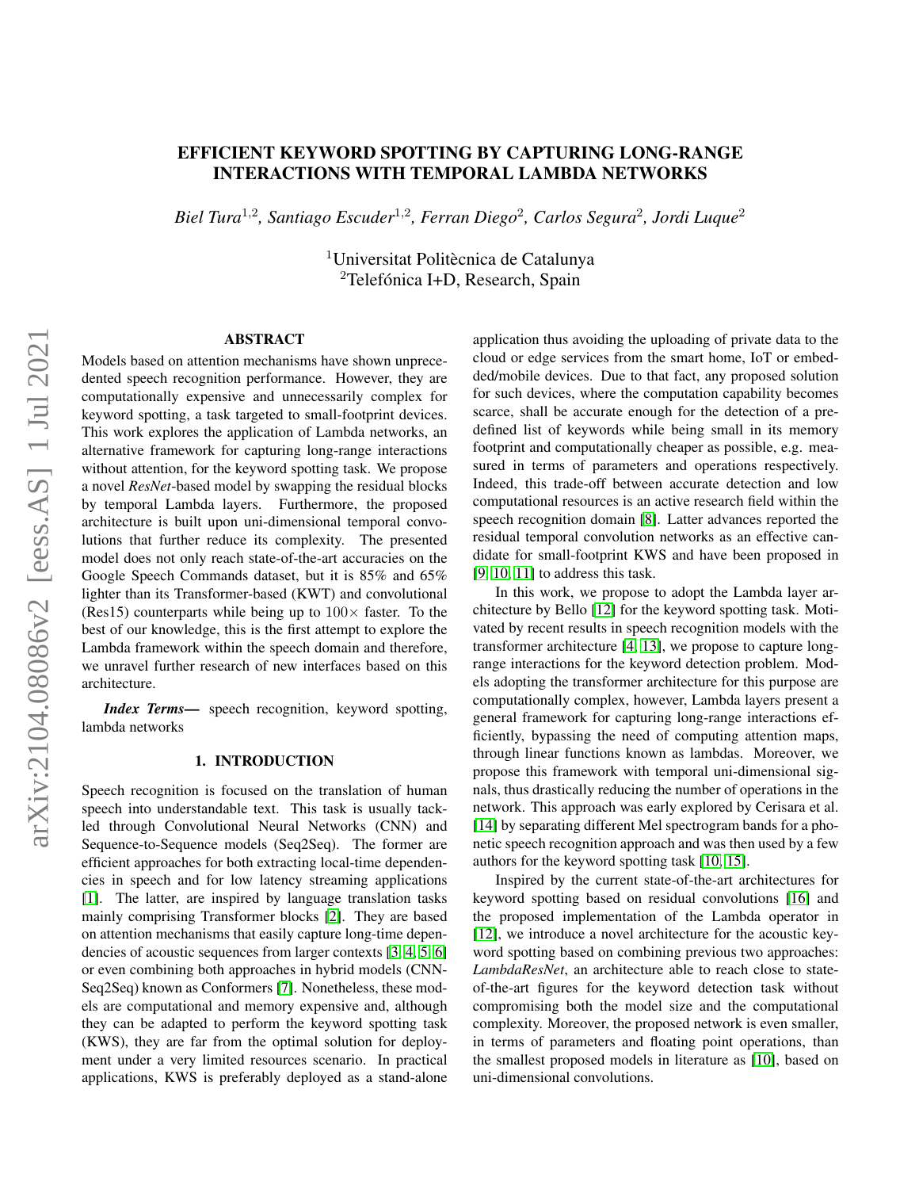# EFFICIENT KEYWORD SPOTTING BY CAPTURING LONG-RANGE INTERACTIONS WITH TEMPORAL LAMBDA NETWORKS

*Biel Tura*[1,2], *Santiago Escuder*[1,2], *Ferran Diego*[2], *Carlos Segura*[2], *Jordi Luque*[2]

[1]Universitat Politècnica de Catalunya
[2]Telefónica I+D, Research, Spain

## ABSTRACT

Models based on attention mechanisms have shown unprecedented speech recognition performance. However, they are computationally expensive and unnecessarily complex for keyword spotting, a task targeted to small-footprint devices. This work explores the application of Lambda networks, an alternative framework for capturing long-range interactions without attention, for the keyword spotting task. We propose a novel *ResNet*-based model by swapping the residual blocks by temporal Lambda layers. Furthermore, the proposed architecture is built upon uni-dimensional temporal convolutions that further reduce its complexity. The presented model does not only reach state-of-the-art accuracies on the Google Speech Commands dataset, but it is 85% and 65% lighter than its Transformer-based (KWT) and convolutional (Res15) counterparts while being up to $100\times$ faster. To the best of our knowledge, this is the first attempt to explore the Lambda framework within the speech domain and therefore, we unravel further research of new interfaces based on this architecture.

***Index Terms***— speech recognition, keyword spotting, lambda networks

## 1. INTRODUCTION

Speech recognition is focused on the translation of human speech into understandable text. This task is usually tackled through Convolutional Neural Networks (CNN) and Sequence-to-Sequence models (Seq2Seq). The former are efficient approaches for both extracting local-time dependencies in speech and for low latency streaming applications [1]. The latter, are inspired by language translation tasks mainly comprising Transformer blocks [2]. They are based on attention mechanisms that easily capture long-time dependencies of acoustic sequences from larger contexts [3, 4, 5, 6] or even combining both approaches in hybrid models (CNN-Seq2Seq) known as Conformers [7]. Nonetheless, these models are computational and memory expensive and, although they can be adapted to perform the keyword spotting task (KWS), they are far from the optimal solution for deployment under a very limited resources scenario. In practical applications, KWS is preferably deployed as a stand-alone application thus avoiding the uploading of private data to the cloud or edge services from the smart home, IoT or embedded/mobile devices. Due to that fact, any proposed solution for such devices, where the computation capability becomes scarce, shall be accurate enough for the detection of a predefined list of keywords while being small in its memory footprint and computationally cheaper as possible, e.g. measured in terms of parameters and operations respectively. Indeed, this trade-off between accurate detection and low computational resources is an active research field within the speech recognition domain [8]. Latter advances reported the residual temporal convolution networks as an effective candidate for small-footprint KWS and have been proposed in [9, 10, 11] to address this task.

In this work, we propose to adopt the Lambda layer architecture by Bello [12] for the keyword spotting task. Motivated by recent results in speech recognition models with the transformer architecture [4, 13], we propose to capture long-range interactions for the keyword detection problem. Models adopting the transformer architecture for this purpose are computationally complex, however, Lambda layers present a general framework for capturing long-range interactions efficiently, bypassing the need of computing attention maps, through linear functions known as lambdas. Moreover, we propose this framework with temporal uni-dimensional signals, thus drastically reducing the number of operations in the network. This approach was early explored by Cerisara et al. [14] by separating different Mel spectrogram bands for a phonetic speech recognition approach and was then used by a few authors for the keyword spotting task [10, 15].

Inspired by the current state-of-the-art architectures for keyword spotting based on residual convolutions [16] and the proposed implementation of the Lambda operator in [12], we introduce a novel architecture for the acoustic keyword spotting based on combining previous two approaches: *LambdaResNet*, an architecture able to reach close to state-of-the-art figures for the keyword detection task without compromising both the model size and the computational complexity. Moreover, the proposed network is even smaller, in terms of parameters and floating point operations, than the smallest proposed models in literature as [10], based on uni-dimensional convolutions.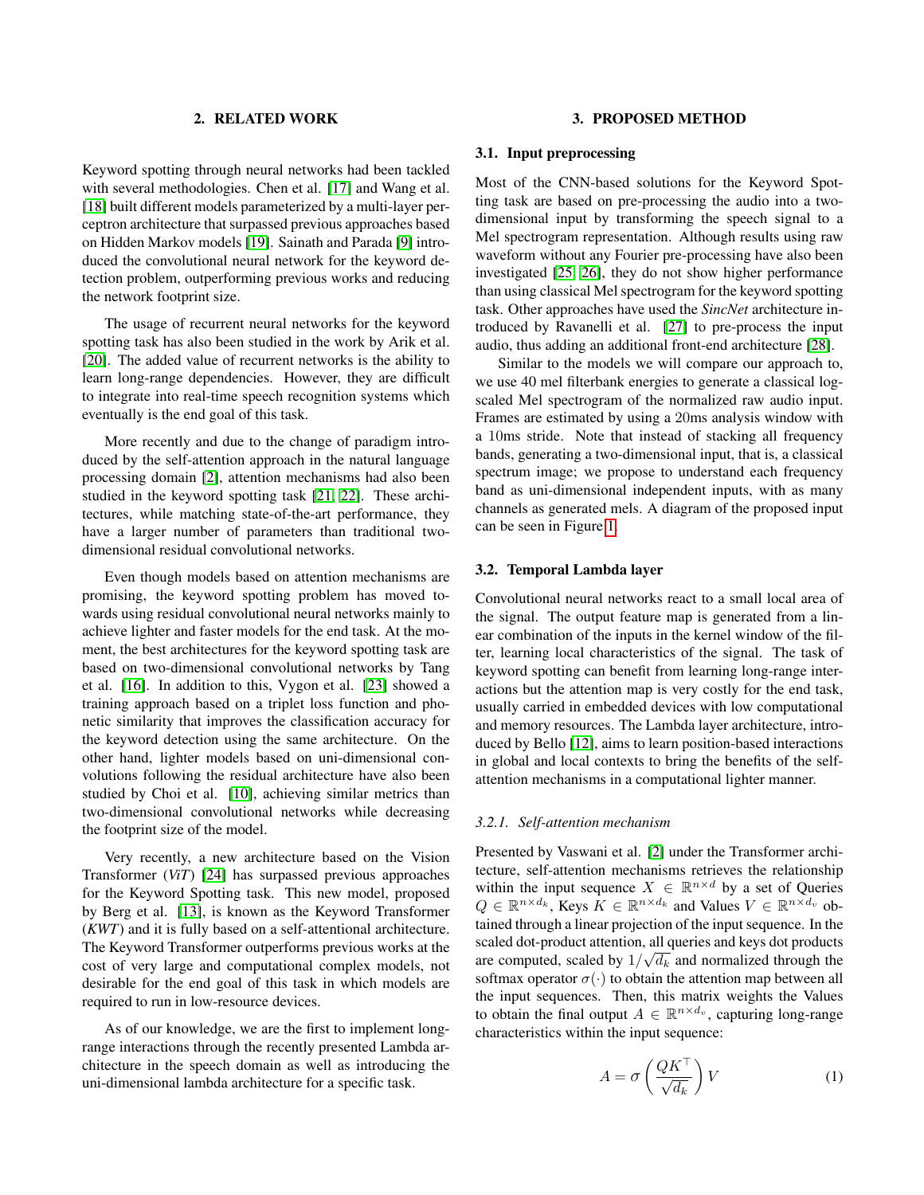## 2. RELATED WORK

Keyword spotting through neural networks had been tackled with several methodologies. Chen et al. [17] and Wang et al. [18] built different models parameterized by a multi-layer perceptron architecture that surpassed previous approaches based on Hidden Markov models [19]. Sainath and Parada [9] introduced the convolutional neural network for the keyword detection problem, outperforming previous works and reducing the network footprint size.

The usage of recurrent neural networks for the keyword spotting task has also been studied in the work by Arik et al. [20]. The added value of recurrent networks is the ability to learn long-range dependencies. However, they are difficult to integrate into real-time speech recognition systems which eventually is the end goal of this task.

More recently and due to the change of paradigm introduced by the self-attention approach in the natural language processing domain [2], attention mechanisms had also been studied in the keyword spotting task [21, 22]. These architectures, while matching state-of-the-art performance, they have a larger number of parameters than traditional two-dimensional residual convolutional networks.

Even though models based on attention mechanisms are promising, the keyword spotting problem has moved towards using residual convolutional neural networks mainly to achieve lighter and faster models for the end task. At the moment, the best architectures for the keyword spotting task are based on two-dimensional convolutional networks by Tang et al. [16]. In addition to this, Vygon et al. [23] showed a training approach based on a triplet loss function and phonetic similarity that improves the classification accuracy for the keyword detection using the same architecture. On the other hand, lighter models based on uni-dimensional convolutions following the residual architecture have also been studied by Choi et al. [10], achieving similar metrics than two-dimensional convolutional networks while decreasing the footprint size of the model.

Very recently, a new architecture based on the Vision Transformer (*ViT*) [24] has surpassed previous approaches for the Keyword Spotting task. This new model, proposed by Berg et al. [13], is known as the Keyword Transformer (*KWT*) and it is fully based on a self-attentional architecture. The Keyword Transformer outperforms previous works at the cost of very large and computational complex models, not desirable for the end goal of this task in which models are required to run in low-resource devices.

As of our knowledge, we are the first to implement long-range interactions through the recently presented Lambda architecture in the speech domain as well as introducing the uni-dimensional lambda architecture for a specific task.

## 3. PROPOSED METHOD

### 3.1. Input preprocessing

Most of the CNN-based solutions for the Keyword Spotting task are based on pre-processing the audio into a two-dimensional input by transforming the speech signal to a Mel spectrogram representation. Although results using raw waveform without any Fourier pre-processing have also been investigated [25, 26], they do not show higher performance than using classical Mel spectrogram for the keyword spotting task. Other approaches have used the *SincNet* architecture introduced by Ravanelli et al. [27] to pre-process the input audio, thus adding an additional front-end architecture [28].

Similar to the models we will compare our approach to, we use 40 mel filterbank energies to generate a classical log-scaled Mel spectrogram of the normalized raw audio input. Frames are estimated by using a 20ms analysis window with a 10ms stride. Note that instead of stacking all frequency bands, generating a two-dimensional input, that is, a classical spectrum image; we propose to understand each frequency band as uni-dimensional independent inputs, with as many channels as generated mels. A diagram of the proposed input can be seen in Figure 1.

### 3.2. Temporal Lambda layer

Convolutional neural networks react to a small local area of the signal. The output feature map is generated from a linear combination of the inputs in the kernel window of the filter, learning local characteristics of the signal. The task of keyword spotting can benefit from learning long-range interactions but the attention map is very costly for the end task, usually carried in embedded devices with low computational and memory resources. The Lambda layer architecture, introduced by Bello [12], aims to learn position-based interactions in global and local contexts to bring the benefits of the self-attention mechanisms in a computational lighter manner.

#### 3.2.1. Self-attention mechanism

Presented by Vaswani et al. [2] under the Transformer architecture, self-attention mechanisms retrieves the relationship within the input sequence $X \in \mathbb{R}^{n \times d}$ by a set of Queries $Q \in \mathbb{R}^{n \times d_k}$, Keys $K \in \mathbb{R}^{n \times d_k}$ and Values $V \in \mathbb{R}^{n \times d_v}$ obtained through a linear projection of the input sequence. In the scaled dot-product attention, all queries and keys dot products are computed, scaled by $1/\sqrt{d_k}$ and normalized through the softmax operator $\sigma(\cdot)$ to obtain the attention map between all the input sequences. Then, this matrix weights the Values to obtain the final output $A \in \mathbb{R}^{n \times d_v}$, capturing long-range characteristics within the input sequence:

$$A = \sigma\left(\frac{QK^\top}{\sqrt{d_k}}\right)V \tag{1}$$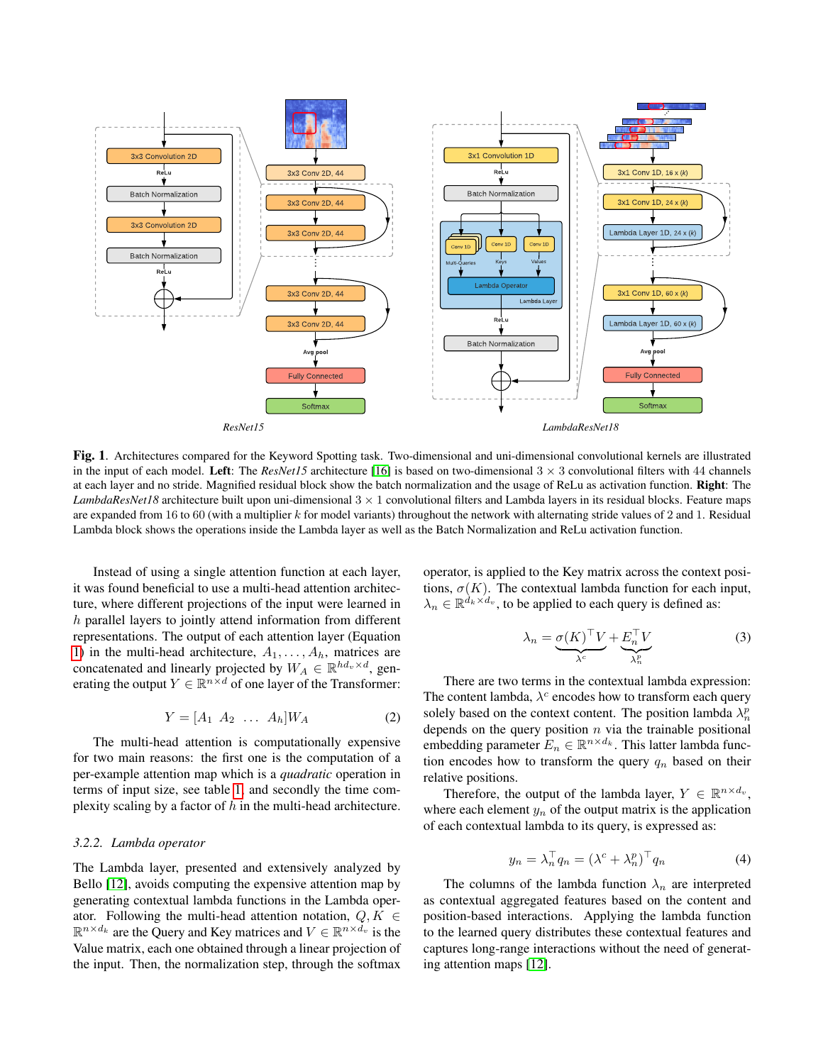**Fig. 1**. Architectures compared for the Keyword Spotting task. Two-dimensional and uni-dimensional convolutional kernels are illustrated in the input of each model. **Left**: The *ResNet15* architecture [16] is based on two-dimensional $3 \times 3$ convolutional filters with 44 channels at each layer and no stride. Magnified residual block show the batch normalization and the usage of ReLu as activation function. **Right**: The *LambdaResNet18* architecture built upon uni-dimensional $3 \times 1$ convolutional filters and Lambda layers in its residual blocks. Feature maps are expanded from 16 to 60 (with a multiplier $k$ for model variants) throughout the network with alternating stride values of 2 and 1. Residual Lambda block shows the operations inside the Lambda layer as well as the Batch Normalization and ReLu activation function.

Instead of using a single attention function at each layer, it was found beneficial to use a multi-head attention architecture, where different projections of the input were learned in $h$ parallel layers to jointly attend information from different representations. The output of each attention layer (Equation 1) in the multi-head architecture, $A_1, \ldots, A_h$, matrices are concatenated and linearly projected by $W_A \in \mathbb{R}^{hd_v \times d}$, generating the output $Y \in \mathbb{R}^{n \times d}$ of one layer of the Transformer:

$$Y = [A_1 \; A_2 \; \ldots \; A_h] W_A \tag{2}$$

The multi-head attention is computationally expensive for two main reasons: the first one is the computation of a per-example attention map which is a *quadratic* operation in terms of input size, see table 1, and secondly the time complexity scaling by a factor of $h$ in the multi-head architecture.

### 3.2.2. Lambda operator

The Lambda layer, presented and extensively analyzed by Bello [12], avoids computing the expensive attention map by generating contextual lambda functions in the Lambda operator. Following the multi-head attention notation, $Q, K \in \mathbb{R}^{n \times d_k}$ are the Query and Key matrices and $V \in \mathbb{R}^{n \times d_v}$ is the Value matrix, each one obtained through a linear projection of the input. Then, the normalization step, through the softmax operator, is applied to the Key matrix across the context positions, $\sigma(K)$. The contextual lambda function for each input, $\lambda_n \in \mathbb{R}^{d_k \times d_v}$, to be applied to each query is defined as:

$$\lambda_n = \underbrace{\sigma(K)^\top V}_{\lambda^c} + \underbrace{E_n^\top V}_{\lambda_n^p} \tag{3}$$

There are two terms in the contextual lambda expression: The content lambda, $\lambda^c$ encodes how to transform each query solely based on the context content. The position lambda $\lambda_n^p$ depends on the query position $n$ via the trainable positional embedding parameter $E_n \in \mathbb{R}^{n \times d_k}$. This latter lambda function encodes how to transform the query $q_n$ based on their relative positions.

Therefore, the output of the lambda layer, $Y \in \mathbb{R}^{n \times d_v}$, where each element $y_n$ of the output matrix is the application of each contextual lambda to its query, is expressed as:

$$y_n = \lambda_n^\top q_n = (\lambda^c + \lambda_n^p)^\top q_n \tag{4}$$

The columns of the lambda function $\lambda_n$ are interpreted as contextual aggregated features based on the content and position-based interactions. Applying the lambda function to the learned query distributes these contextual features and captures long-range interactions without the need of generating attention maps [12].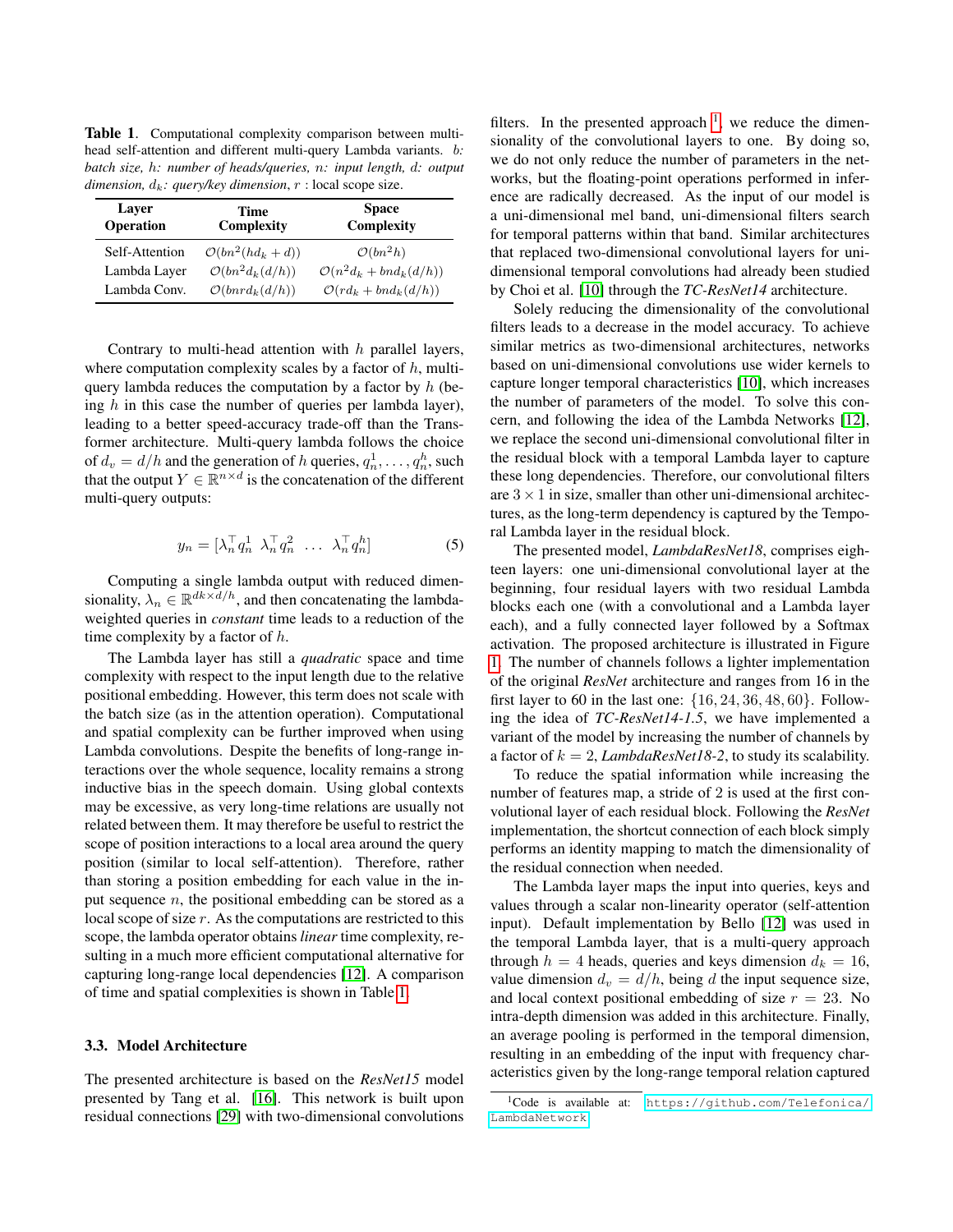**Table 1**. Computational complexity comparison between multi-head self-attention and different multi-query Lambda variants. *b: batch size, h: number of heads/queries, n: input length, d: output dimension, $d_k$: query/key dimension*, *r* : local scope size.

| Layer Operation | Time Complexity | Space Complexity |
|---|---|---|
| Self-Attention | $\mathcal{O}(bn^2(hd_k + d))$ | $\mathcal{O}(bn^2h)$ |
| Lambda Layer | $\mathcal{O}(bn^2d_k(d/h))$ | $\mathcal{O}(n^2d_k + bnd_k(d/h))$ |
| Lambda Conv. | $\mathcal{O}(bnrd_k(d/h))$ | $\mathcal{O}(rd_k + bnd_k(d/h))$ |

Contrary to multi-head attention with $h$ parallel layers, where computation complexity scales by a factor of $h$, multi-query lambda reduces the computation by a factor by $h$ (being $h$ in this case the number of queries per lambda layer), leading to a better speed-accuracy trade-off than the Transformer architecture. Multi-query lambda follows the choice of $d_v = d/h$ and the generation of $h$ queries, $q_n^1, \ldots, q_n^h$, such that the output $Y \in \mathbb{R}^{n \times d}$ is the concatenation of the different multi-query outputs:

$$y_n = [\lambda_n^\top q_n^1 \;\; \lambda_n^\top q_n^2 \;\; \ldots \;\; \lambda_n^\top q_n^h] \tag{5}$$

Computing a single lambda output with reduced dimensionality, $\lambda_n \in \mathbb{R}^{dk \times d/h}$, and then concatenating the lambda-weighted queries in *constant* time leads to a reduction of the time complexity by a factor of $h$.

The Lambda layer has still a *quadratic* space and time complexity with respect to the input length due to the relative positional embedding. However, this term does not scale with the batch size (as in the attention operation). Computational and spatial complexity can be further improved when using Lambda convolutions. Despite the benefits of long-range interactions over the whole sequence, locality remains a strong inductive bias in the speech domain. Using global contexts may be excessive, as very long-time relations are usually not related between them. It may therefore be useful to restrict the scope of position interactions to a local area around the query position (similar to local self-attention). Therefore, rather than storing a position embedding for each value in the input sequence $n$, the positional embedding can be stored as a local scope of size $r$. As the computations are restricted to this scope, the lambda operator obtains *linear* time complexity, resulting in a much more efficient computational alternative for capturing long-range local dependencies [12]. A comparison of time and spatial complexities is shown in Table 1.

### 3.3. Model Architecture

The presented architecture is based on the *ResNet15* model presented by Tang et al. [16]. This network is built upon residual connections [29] with two-dimensional convolutions filters. In the presented approach [1], we reduce the dimensionality of the convolutional layers to one. By doing so, we do not only reduce the number of parameters in the networks, but the floating-point operations performed in inference are radically decreased. As the input of our model is a uni-dimensional mel band, uni-dimensional filters search for temporal patterns within that band. Similar architectures that replaced two-dimensional convolutional layers for uni-dimensional temporal convolutions had already been studied by Choi et al. [10] through the *TC-ResNet14* architecture.

Solely reducing the dimensionality of the convolutional filters leads to a decrease in the model accuracy. To achieve similar metrics as two-dimensional architectures, networks based on uni-dimensional convolutions use wider kernels to capture longer temporal characteristics [10], which increases the number of parameters of the model. To solve this concern, and following the idea of the Lambda Networks [12], we replace the second uni-dimensional convolutional filter in the residual block with a temporal Lambda layer to capture these long dependencies. Therefore, our convolutional filters are $3 \times 1$ in size, smaller than other uni-dimensional architectures, as the long-term dependency is captured by the Temporal Lambda layer in the residual block.

The presented model, *LambdaResNet18*, comprises eighteen layers: one uni-dimensional convolutional layer at the beginning, four residual layers with two residual Lambda blocks each one (with a convolutional and a Lambda layer each), and a fully connected layer followed by a Softmax activation. The proposed architecture is illustrated in Figure 1. The number of channels follows a lighter implementation of the original *ResNet* architecture and ranges from 16 in the first layer to 60 in the last one: $\{16, 24, 36, 48, 60\}$. Following the idea of *TC-ResNet14-1.5*, we have implemented a variant of the model by increasing the number of channels by a factor of $k = 2$, *LambdaResNet18-2*, to study its scalability.

To reduce the spatial information while increasing the number of features map, a stride of 2 is used at the first convolutional layer of each residual block. Following the *ResNet* implementation, the shortcut connection of each block simply performs an identity mapping to match the dimensionality of the residual connection when needed.

The Lambda layer maps the input into queries, keys and values through a scalar non-linearity operator (self-attention input). Default implementation by Bello [12] was used in the temporal Lambda layer, that is a multi-query approach through $h = 4$ heads, queries and keys dimension $d_k = 16$, value dimension $d_v = d/h$, being $d$ the input sequence size, and local context positional embedding of size $r = 23$. No intra-depth dimension was added in this architecture. Finally, an average pooling is performed in the temporal dimension, resulting in an embedding of the input with frequency characteristics given by the long-range temporal relation captured

[1] Code is available at: https://github.com/Telefonica/LambdaNetwork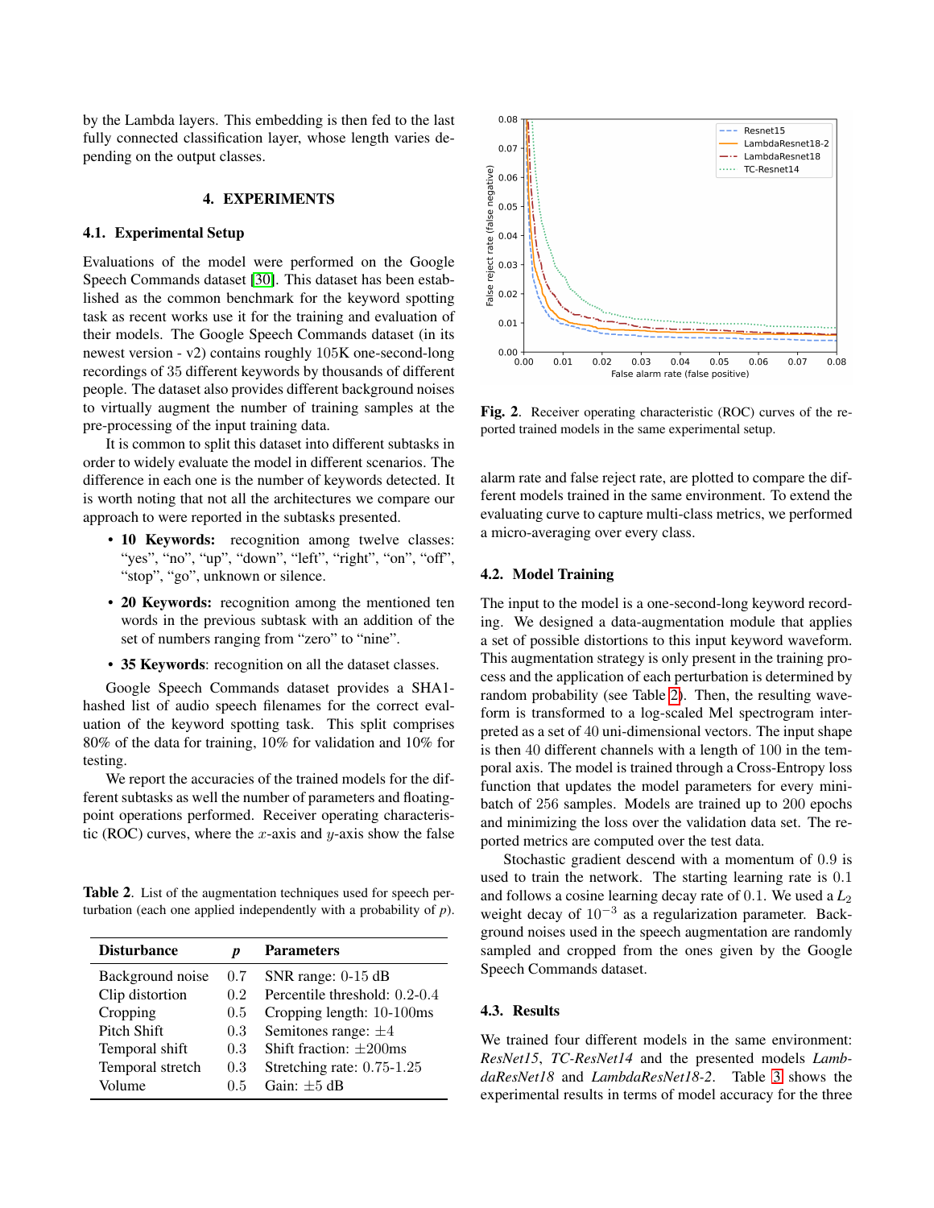by the Lambda layers. This embedding is then fed to the last fully connected classification layer, whose length varies depending on the output classes.

## 4. EXPERIMENTS

### 4.1. Experimental Setup

Evaluations of the model were performed on the Google Speech Commands dataset [30]. This dataset has been established as the common benchmark for the keyword spotting task as recent works use it for the training and evaluation of their models. The Google Speech Commands dataset (in its newest version - v2) contains roughly 105K one-second-long recordings of 35 different keywords by thousands of different people. The dataset also provides different background noises to virtually augment the number of training samples at the pre-processing of the input training data.

It is common to split this dataset into different subtasks in order to widely evaluate the model in different scenarios. The difference in each one is the number of keywords detected. It is worth noting that not all the architectures we compare our approach to were reported in the subtasks presented.

- **10 Keywords:** recognition among twelve classes: "yes", "no", "up", "down", "left", "right", "on", "off", "stop", "go", unknown or silence.
- **20 Keywords:** recognition among the mentioned ten words in the previous subtask with an addition of the set of numbers ranging from "zero" to "nine".
- **35 Keywords**: recognition on all the dataset classes.

Google Speech Commands dataset provides a SHA1-hashed list of audio speech filenames for the correct evaluation of the keyword spotting task. This split comprises 80% of the data for training, 10% for validation and 10% for testing.

We report the accuracies of the trained models for the different subtasks as well the number of parameters and floating-point operations performed. Receiver operating characteristic (ROC) curves, where the $x$-axis and $y$-axis show the false alarm rate and false reject rate, are plotted to compare the different models trained in the same environment. To extend the evaluating curve to capture multi-class metrics, we performed a micro-averaging over every class.

**Table 2**. List of the augmentation techniques used for speech perturbation (each one applied independently with a probability of $p$).

| Disturbance | $p$ | Parameters |
|---|---|---|
| Background noise | 0.7 | SNR range: 0-15 dB |
| Clip distortion | 0.2 | Percentile threshold: 0.2-0.4 |
| Cropping | 0.5 | Cropping length: 10-100ms |
| Pitch Shift | 0.3 | Semitones range: $\pm 4$ |
| Temporal shift | 0.3 | Shift fraction: $\pm$200ms |
| Temporal stretch | 0.3 | Stretching rate: 0.75-1.25 |
| Volume | 0.5 | Gain: $\pm 5$ dB |

**Fig. 2**. Receiver operating characteristic (ROC) curves of the reported trained models in the same experimental setup.

### 4.2. Model Training

The input to the model is a one-second-long keyword recording. We designed a data-augmentation module that applies a set of possible distortions to this input keyword waveform. This augmentation strategy is only present in the training process and the application of each perturbation is determined by random probability (see Table 2). Then, the resulting waveform is transformed to a log-scaled Mel spectrogram interpreted as a set of 40 uni-dimensional vectors. The input shape is then 40 different channels with a length of 100 in the temporal axis. The model is trained through a Cross-Entropy loss function that updates the model parameters for every mini-batch of 256 samples. Models are trained up to 200 epochs and minimizing the loss over the validation data set. The reported metrics are computed over the test data.

Stochastic gradient descend with a momentum of 0.9 is used to train the network. The starting learning rate is 0.1 and follows a cosine learning decay rate of 0.1. We used a $L_2$ weight decay of $10^{-3}$ as a regularization parameter. Background noises used in the speech augmentation are randomly sampled and cropped from the ones given by the Google Speech Commands dataset.

### 4.3. Results

We trained four different models in the same environment: *ResNet15*, *TC-ResNet14* and the presented models *LambdaResNet18* and *LambdaResNet18-2*. Table 3 shows the experimental results in terms of model accuracy for the three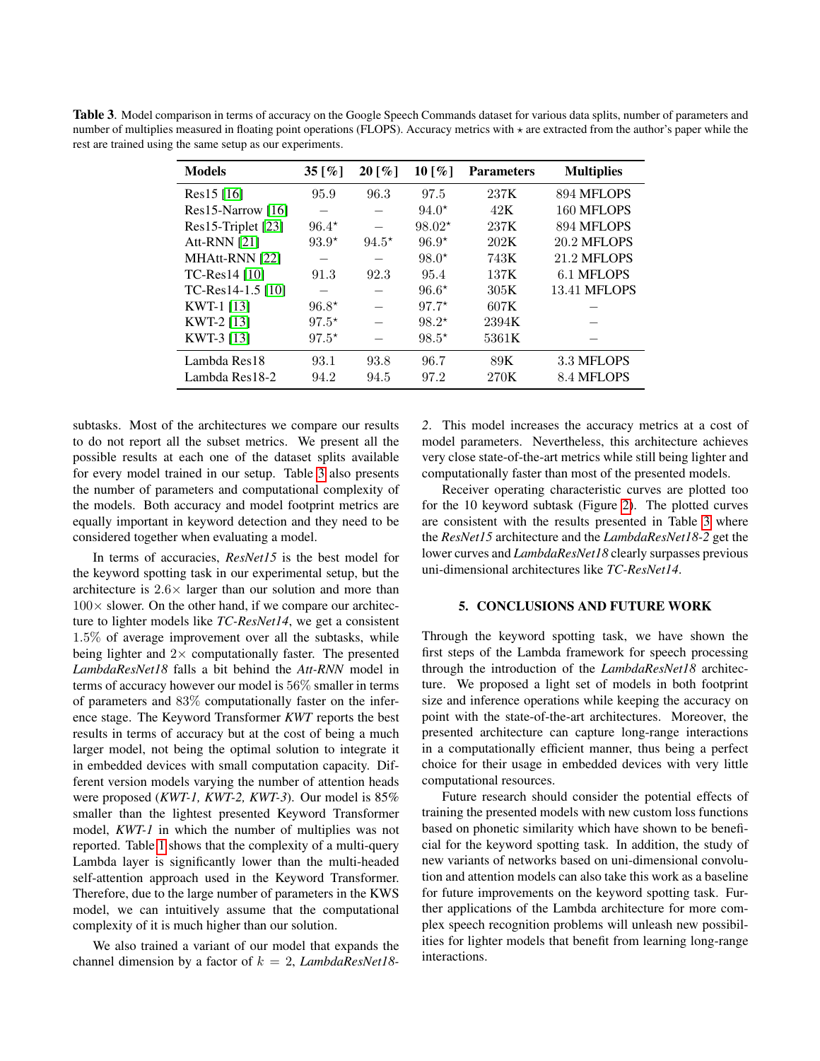**Table 3**. Model comparison in terms of accuracy on the Google Speech Commands dataset for various data splits, number of parameters and number of multiplies measured in floating point operations (FLOPS). Accuracy metrics with $\star$ are extracted from the author's paper while the rest are trained using the same setup as our experiments.

| **Models** | **35 [%]** | **20 [%]** | **10 [%]** | **Parameters** | **Multiplies** |
|---|---|---|---|---|---|
| Res15 [16] | 95.9 | 96.3 | 97.5 | 237K | 894 MFLOPS |
| Res15-Narrow [16] | – | – | $94.0^\star$ | 42K | 160 MFLOPS |
| Res15-Triplet [23] | $96.4^\star$ | – | $98.02^\star$ | 237K | 894 MFLOPS |
| Att-RNN [21] | $93.9^\star$ | $94.5^\star$ | $96.9^\star$ | 202K | 20.2 MFLOPS |
| MHAtt-RNN [22] | – | – | $98.0^\star$ | 743K | 21.2 MFLOPS |
| TC-Res14 [10] | 91.3 | 92.3 | 95.4 | 137K | 6.1 MFLOPS |
| TC-Res14-1.5 [10] | – | – | $96.6^\star$ | 305K | 13.41 MFLOPS |
| KWT-1 [13] | $96.8^\star$ | – | $97.7^\star$ | 607K | – |
| KWT-2 [13] | $97.5^\star$ | – | $98.2^\star$ | 2394K | – |
| KWT-3 [13] | $97.5^\star$ | – | $98.5^\star$ | 5361K | – |
| Lambda Res18 | 93.1 | 93.8 | 96.7 | 89K | 3.3 MFLOPS |
| Lambda Res18-2 | 94.2 | 94.5 | 97.2 | 270K | 8.4 MFLOPS |

subtasks. Most of the architectures we compare our results to do not report all the subset metrics. We present all the possible results at each one of the dataset splits available for every model trained in our setup. Table 3 also presents the number of parameters and computational complexity of the models. Both accuracy and model footprint metrics are equally important in keyword detection and they need to be considered together when evaluating a model.

In terms of accuracies, *ResNet15* is the best model for the keyword spotting task in our experimental setup, but the architecture is $2.6\times$ larger than our solution and more than $100\times$ slower. On the other hand, if we compare our architecture to lighter models like *TC-ResNet14*, we get a consistent $1.5\%$ of average improvement over all the subtasks, while being lighter and $2\times$ computationally faster. The presented *LambdaResNet18* falls a bit behind the *Att-RNN* model in terms of accuracy however our model is $56\%$ smaller in terms of parameters and $83\%$ computationally faster on the inference stage. The Keyword Transformer *KWT* reports the best results in terms of accuracy but at the cost of being a much larger model, not being the optimal solution to integrate it in embedded devices with small computation capacity. Different version models varying the number of attention heads were proposed (*KWT-1, KWT-2, KWT-3*). Our model is $85\%$ smaller than the lightest presented Keyword Transformer model, *KWT-1* in which the number of multiplies was not reported. Table 1 shows that the complexity of a multi-query Lambda layer is significantly lower than the multi-headed self-attention approach used in the Keyword Transformer. Therefore, due to the large number of parameters in the KWS model, we can intuitively assume that the computational complexity of it is much higher than our solution.

We also trained a variant of our model that expands the channel dimension by a factor of $k = 2$, *LambdaResNet18-2*. This model increases the accuracy metrics at a cost of model parameters. Nevertheless, this architecture achieves very close state-of-the-art metrics while still being lighter and computationally faster than most of the presented models.

Receiver operating characteristic curves are plotted too for the 10 keyword subtask (Figure 2). The plotted curves are consistent with the results presented in Table 3 where the *ResNet15* architecture and the *LambdaResNet18-2* get the lower curves and *LambdaResNet18* clearly surpasses previous uni-dimensional architectures like *TC-ResNet14*.

## 5. CONCLUSIONS AND FUTURE WORK

Through the keyword spotting task, we have shown the first steps of the Lambda framework for speech processing through the introduction of the *LambdaResNet18* architecture. We proposed a light set of models in both footprint size and inference operations while keeping the accuracy on point with the state-of-the-art architectures. Moreover, the presented architecture can capture long-range interactions in a computationally efficient manner, thus being a perfect choice for their usage in embedded devices with very little computational resources.

Future research should consider the potential effects of training the presented models with new custom loss functions based on phonetic similarity which have shown to be beneficial for the keyword spotting task. In addition, the study of new variants of networks based on uni-dimensional convolution and attention models can also take this work as a baseline for future improvements on the keyword spotting task. Further applications of the Lambda architecture for more complex speech recognition problems will unleash new possibilities for lighter models that benefit from learning long-range interactions.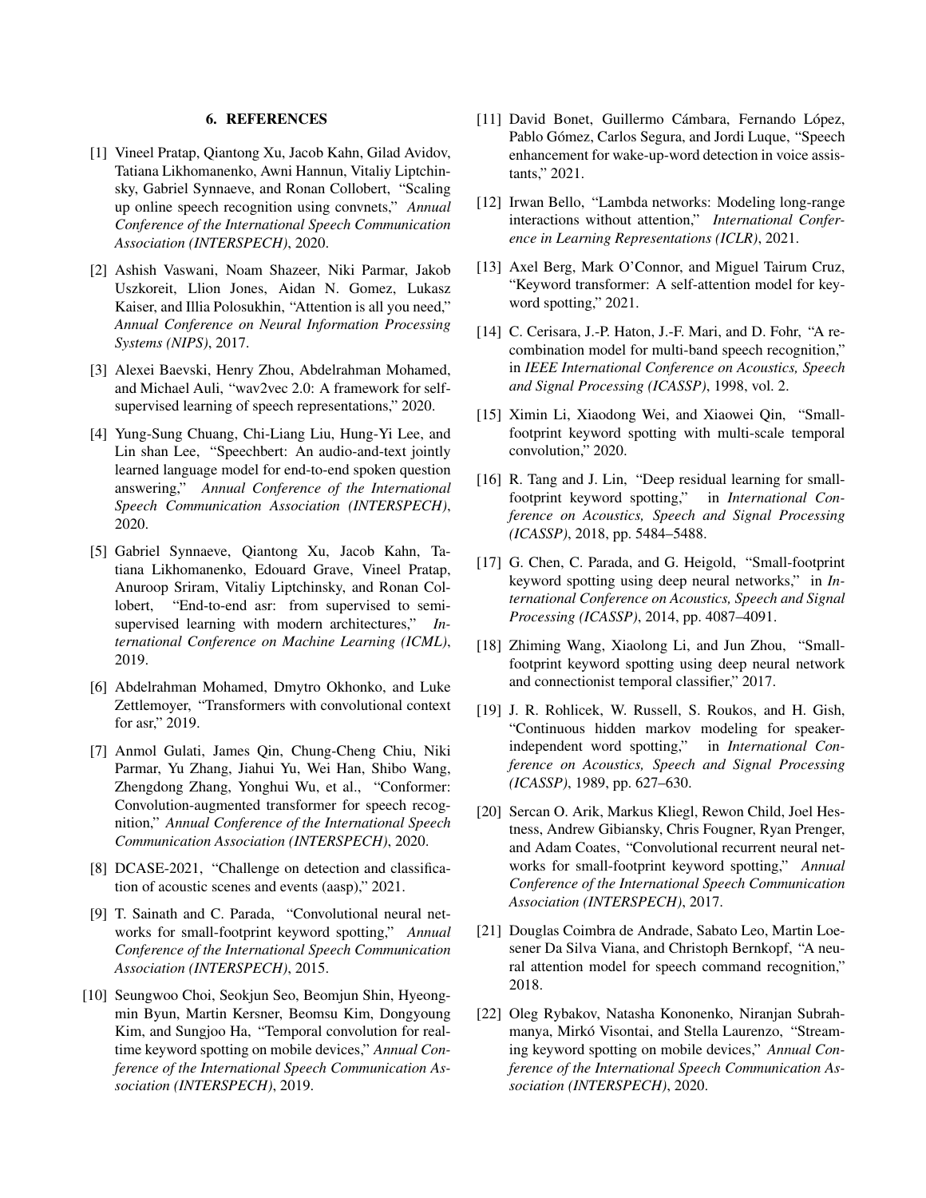## 6. REFERENCES

[1] Vineel Pratap, Qiantong Xu, Jacob Kahn, Gilad Avidov, Tatiana Likhomanenko, Awni Hannun, Vitaliy Liptchinsky, Gabriel Synnaeve, and Ronan Collobert, "Scaling up online speech recognition using convnets," *Annual Conference of the International Speech Communication Association (INTERSPECH)*, 2020.

[2] Ashish Vaswani, Noam Shazeer, Niki Parmar, Jakob Uszkoreit, Llion Jones, Aidan N. Gomez, Lukasz Kaiser, and Illia Polosukhin, "Attention is all you need," *Annual Conference on Neural Information Processing Systems (NIPS)*, 2017.

[3] Alexei Baevski, Henry Zhou, Abdelrahman Mohamed, and Michael Auli, "wav2vec 2.0: A framework for self-supervised learning of speech representations," 2020.

[4] Yung-Sung Chuang, Chi-Liang Liu, Hung-Yi Lee, and Lin shan Lee, "Speechbert: An audio-and-text jointly learned language model for end-to-end spoken question answering," *Annual Conference of the International Speech Communication Association (INTERSPECH)*, 2020.

[5] Gabriel Synnaeve, Qiantong Xu, Jacob Kahn, Tatiana Likhomanenko, Edouard Grave, Vineel Pratap, Anuroop Sriram, Vitaliy Liptchinsky, and Ronan Collobert, "End-to-end asr: from supervised to semi-supervised learning with modern architectures," *International Conference on Machine Learning (ICML)*, 2019.

[6] Abdelrahman Mohamed, Dmytro Okhonko, and Luke Zettlemoyer, "Transformers with convolutional context for asr," 2019.

[7] Anmol Gulati, James Qin, Chung-Cheng Chiu, Niki Parmar, Yu Zhang, Jiahui Yu, Wei Han, Shibo Wang, Zhengdong Zhang, Yonghui Wu, et al., "Conformer: Convolution-augmented transformer for speech recognition," *Annual Conference of the International Speech Communication Association (INTERSPECH)*, 2020.

[8] DCASE-2021, "Challenge on detection and classification of acoustic scenes and events (aasp)," 2021.

[9] T. Sainath and C. Parada, "Convolutional neural networks for small-footprint keyword spotting," *Annual Conference of the International Speech Communication Association (INTERSPECH)*, 2015.

[10] Seungwoo Choi, Seokjun Seo, Beomjun Shin, Hyeongmin Byun, Martin Kersner, Beomsu Kim, Dongyoung Kim, and Sungjoo Ha, "Temporal convolution for real-time keyword spotting on mobile devices," *Annual Conference of the International Speech Communication Association (INTERSPECH)*, 2019.

[11] David Bonet, Guillermo Cámbara, Fernando López, Pablo Gómez, Carlos Segura, and Jordi Luque, "Speech enhancement for wake-up-word detection in voice assistants," 2021.

[12] Irwan Bello, "Lambda networks: Modeling long-range interactions without attention," *International Conference in Learning Representations (ICLR)*, 2021.

[13] Axel Berg, Mark O'Connor, and Miguel Tairum Cruz, "Keyword transformer: A self-attention model for keyword spotting," 2021.

[14] C. Cerisara, J.-P. Haton, J.-F. Mari, and D. Fohr, "A recombination model for multi-band speech recognition," in *IEEE International Conference on Acoustics, Speech and Signal Processing (ICASSP)*, 1998, vol. 2.

[15] Ximin Li, Xiaodong Wei, and Xiaowei Qin, "Small-footprint keyword spotting with multi-scale temporal convolution," 2020.

[16] R. Tang and J. Lin, "Deep residual learning for small-footprint keyword spotting," in *International Conference on Acoustics, Speech and Signal Processing (ICASSP)*, 2018, pp. 5484–5488.

[17] G. Chen, C. Parada, and G. Heigold, "Small-footprint keyword spotting using deep neural networks," in *International Conference on Acoustics, Speech and Signal Processing (ICASSP)*, 2014, pp. 4087–4091.

[18] Zhiming Wang, Xiaolong Li, and Jun Zhou, "Small-footprint keyword spotting using deep neural network and connectionist temporal classifier," 2017.

[19] J. R. Rohlicek, W. Russell, S. Roukos, and H. Gish, "Continuous hidden markov modeling for speaker-independent word spotting," in *International Conference on Acoustics, Speech and Signal Processing (ICASSP)*, 1989, pp. 627–630.

[20] Sercan O. Arik, Markus Kliegl, Rewon Child, Joel Hestness, Andrew Gibiansky, Chris Fougner, Ryan Prenger, and Adam Coates, "Convolutional recurrent neural networks for small-footprint keyword spotting," *Annual Conference of the International Speech Communication Association (INTERSPECH)*, 2017.

[21] Douglas Coimbra de Andrade, Sabato Leo, Martin Loesener Da Silva Viana, and Christoph Bernkopf, "A neural attention model for speech command recognition," 2018.

[22] Oleg Rybakov, Natasha Kononenko, Niranjan Subrahmanya, Mirkó Visontai, and Stella Laurenzo, "Streaming keyword spotting on mobile devices," *Annual Conference of the International Speech Communication Association (INTERSPECH)*, 2020.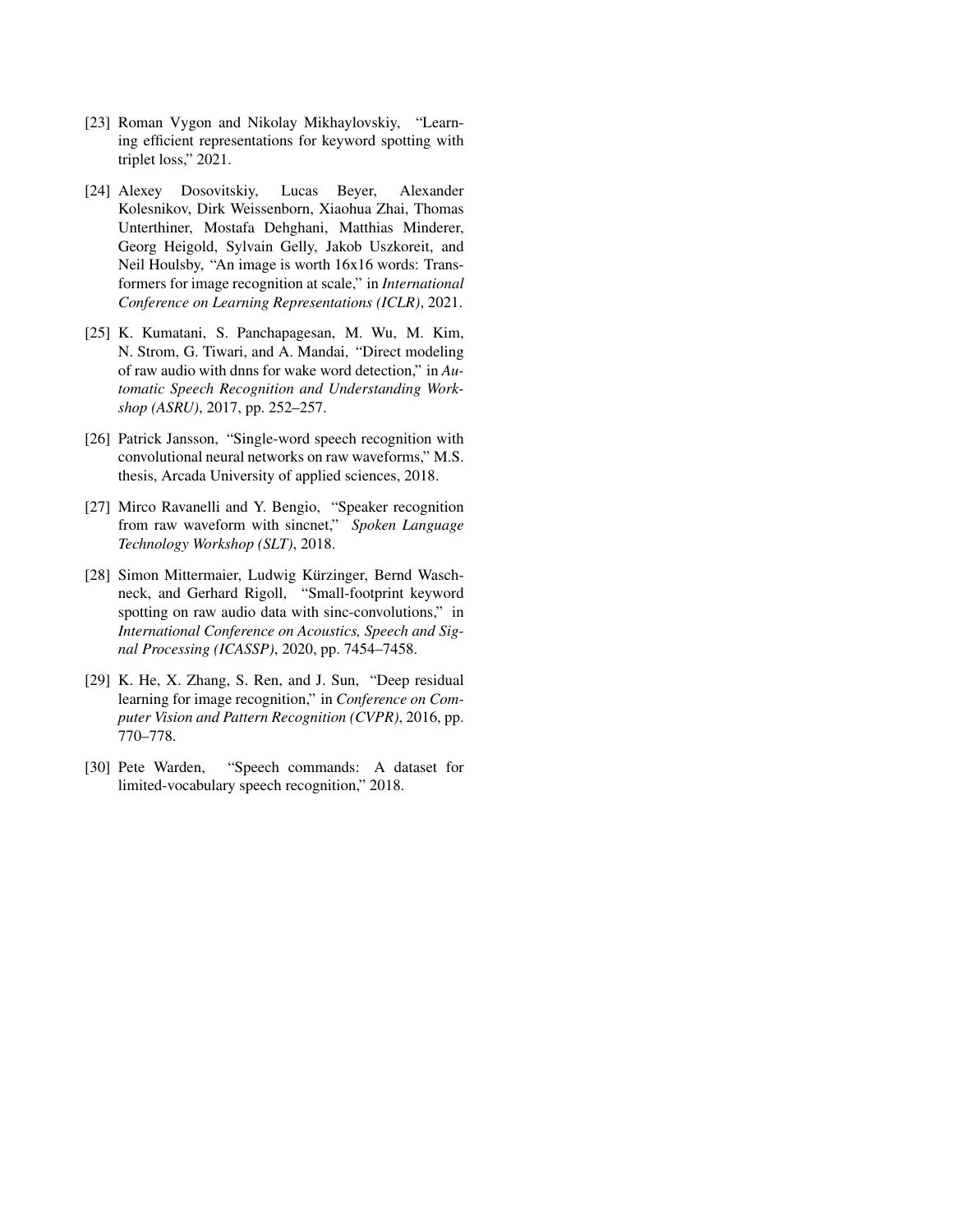[23] Roman Vygon and Nikolay Mikhaylovskiy, "Learning efficient representations for keyword spotting with triplet loss," 2021.

[24] Alexey Dosovitskiy, Lucas Beyer, Alexander Kolesnikov, Dirk Weissenborn, Xiaohua Zhai, Thomas Unterthiner, Mostafa Dehghani, Matthias Minderer, Georg Heigold, Sylvain Gelly, Jakob Uszkoreit, and Neil Houlsby, "An image is worth 16x16 words: Transformers for image recognition at scale," in *International Conference on Learning Representations (ICLR)*, 2021.

[25] K. Kumatani, S. Panchapagesan, M. Wu, M. Kim, N. Strom, G. Tiwari, and A. Mandai, "Direct modeling of raw audio with dnns for wake word detection," in *Automatic Speech Recognition and Understanding Workshop (ASRU)*, 2017, pp. 252–257.

[26] Patrick Jansson, "Single-word speech recognition with convolutional neural networks on raw waveforms," M.S. thesis, Arcada University of applied sciences, 2018.

[27] Mirco Ravanelli and Y. Bengio, "Speaker recognition from raw waveform with sincnet," *Spoken Language Technology Workshop (SLT)*, 2018.

[28] Simon Mittermaier, Ludwig Kürzinger, Bernd Waschneck, and Gerhard Rigoll, "Small-footprint keyword spotting on raw audio data with sinc-convolutions," in *International Conference on Acoustics, Speech and Signal Processing (ICASSP)*, 2020, pp. 7454–7458.

[29] K. He, X. Zhang, S. Ren, and J. Sun, "Deep residual learning for image recognition," in *Conference on Computer Vision and Pattern Recognition (CVPR)*, 2016, pp. 770–778.

[30] Pete Warden, "Speech commands: A dataset for limited-vocabulary speech recognition," 2018.